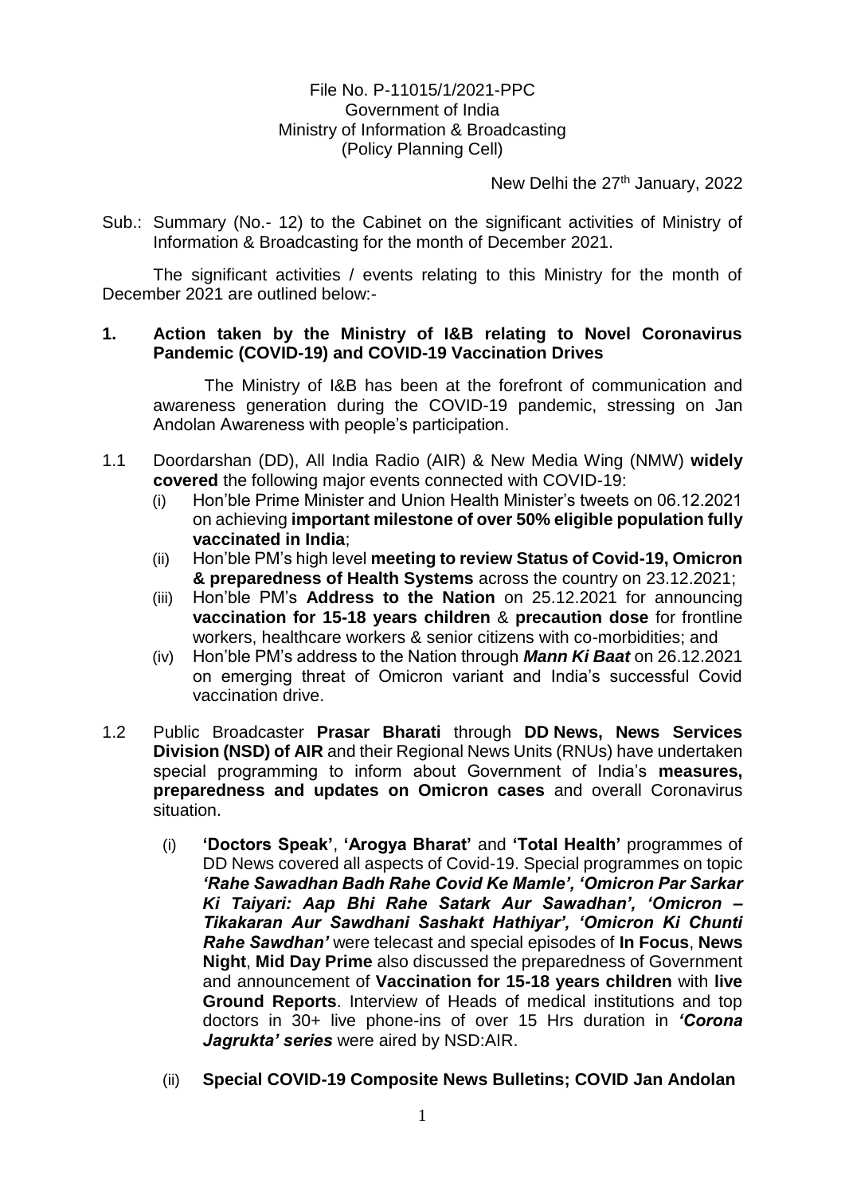File No. P-11015/1/2021-PPC
Government of India
Ministry of Information & Broadcasting
(Policy Planning Cell)

New Delhi the 27th January, 2022

Sub.: Summary (No.- 12) to the Cabinet on the significant activities of Ministry of Information & Broadcasting for the month of December 2021.

The significant activities / events relating to this Ministry for the month of December 2021 are outlined below:-

**1. Action taken by the Ministry of I&B relating to Novel Coronavirus Pandemic (COVID-19) and COVID-19 Vaccination Drives**

The Ministry of I&B has been at the forefront of communication and awareness generation during the COVID-19 pandemic, stressing on Jan Andolan Awareness with people's participation.

1.1 Doordarshan (DD), All India Radio (AIR) & New Media Wing (NMW) **widely covered** the following major events connected with COVID-19:

(i) Hon'ble Prime Minister and Union Health Minister's tweets on 06.12.2021 on achieving **important milestone of over 50% eligible population fully vaccinated in India**;

(ii) Hon'ble PM's high level **meeting to review Status of Covid-19, Omicron & preparedness of Health Systems** across the country on 23.12.2021;

(iii) Hon'ble PM's **Address to the Nation** on 25.12.2021 for announcing **vaccination for 15-18 years children** & **precaution dose** for frontline workers, healthcare workers & senior citizens with co-morbidities; and

(iv) Hon'ble PM's address to the Nation through ***Mann Ki Baat*** on 26.12.2021 on emerging threat of Omicron variant and India's successful Covid vaccination drive.

1.2 Public Broadcaster **Prasar Bharati** through **DD News, News Services Division (NSD) of AIR** and their Regional News Units (RNUs) have undertaken special programming to inform about Government of India's **measures, preparedness and updates on Omicron cases** and overall Coronavirus situation.

(i) **'Doctors Speak'**, **'Arogya Bharat'** and **'Total Health'** programmes of DD News covered all aspects of Covid-19. Special programmes on topic ***'Rahe Sawadhan Badh Rahe Covid Ke Mamle', 'Omicron Par Sarkar Ki Taiyari: Aap Bhi Rahe Satark Aur Sawadhan', 'Omicron – Tikakaran Aur Sawdhani Sashakt Hathiyar', 'Omicron Ki Chunti Rahe Sawdhan'*** were telecast and special episodes of **In Focus**, **News Night**, **Mid Day Prime** also discussed the preparedness of Government and announcement of **Vaccination for 15-18 years children** with **live Ground Reports**. Interview of Heads of medical institutions and top doctors in 30+ live phone-ins of over 15 Hrs duration in ***'Corona Jagrukta' series*** were aired by NSD:AIR.

(ii) **Special COVID-19 Composite News Bulletins; COVID Jan Andolan**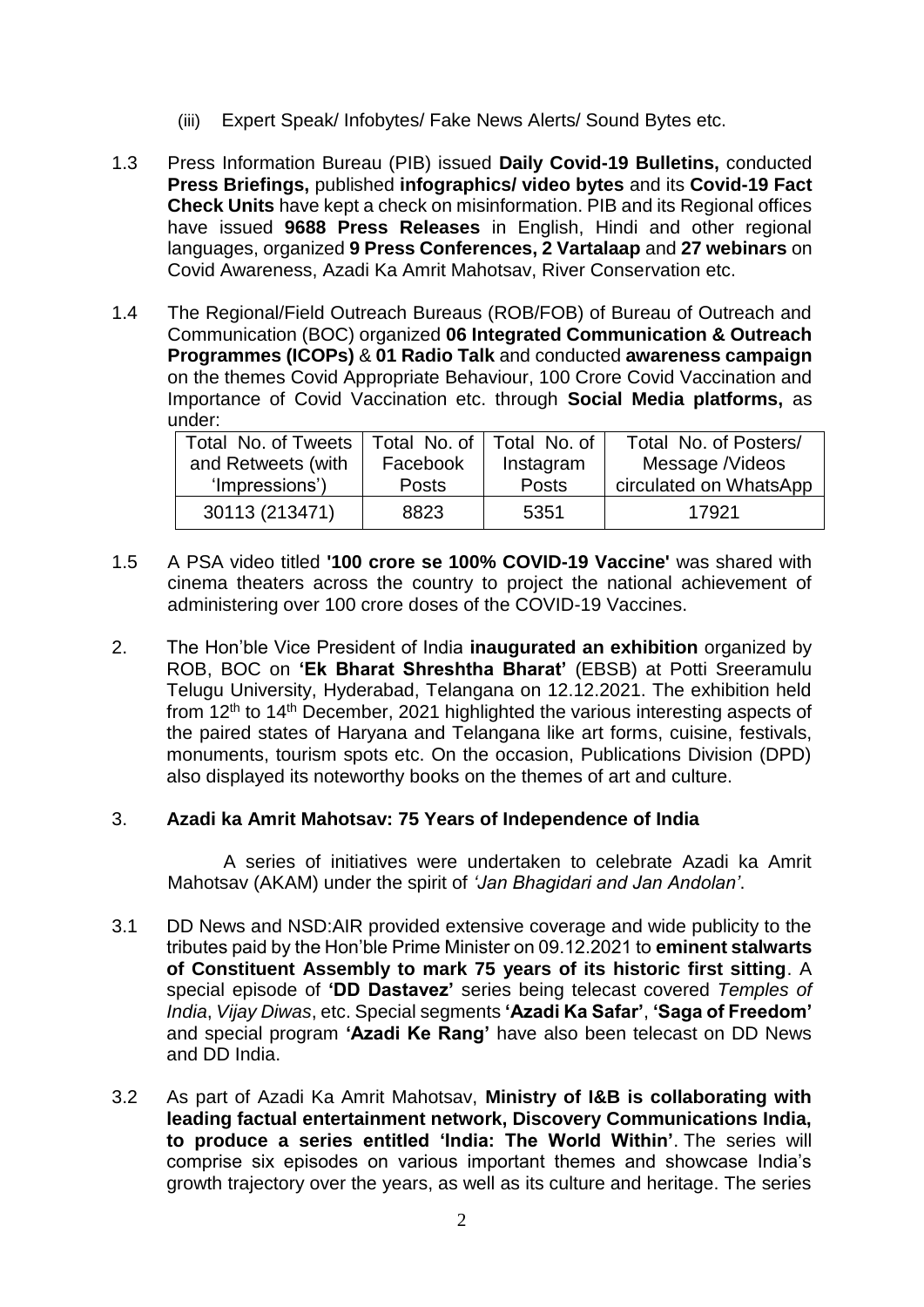(iii) Expert Speak/ Infobytes/ Fake News Alerts/ Sound Bytes etc.

1.3 Press Information Bureau (PIB) issued **Daily Covid-19 Bulletins,** conducted **Press Briefings,** published **infographics/ video bytes** and its **Covid-19 Fact Check Units** have kept a check on misinformation. PIB and its Regional offices have issued **9688 Press Releases** in English, Hindi and other regional languages, organized **9 Press Conferences, 2 Vartalaap** and **27 webinars** on Covid Awareness, Azadi Ka Amrit Mahotsav, River Conservation etc.

1.4 The Regional/Field Outreach Bureaus (ROB/FOB) of Bureau of Outreach and Communication (BOC) organized **06 Integrated Communication & Outreach Programmes (ICOPs)** & **01 Radio Talk** and conducted **awareness campaign** on the themes Covid Appropriate Behaviour, 100 Crore Covid Vaccination and Importance of Covid Vaccination etc. through **Social Media platforms,** as under:

| Total No. of Tweets and Retweets (with 'Impressions') | Total No. of Facebook Posts | Total No. of Instagram Posts | Total No. of Posters/ Message /Videos circulated on WhatsApp |
|---|---|---|---|
| 30113 (213471) | 8823 | 5351 | 17921 |

1.5 A PSA video titled **'100 crore se 100% COVID-19 Vaccine'** was shared with cinema theaters across the country to project the national achievement of administering over 100 crore doses of the COVID-19 Vaccines.

2. The Hon'ble Vice President of India **inaugurated an exhibition** organized by ROB, BOC on **'Ek Bharat Shreshtha Bharat'** (EBSB) at Potti Sreeramulu Telugu University, Hyderabad, Telangana on 12.12.2021. The exhibition held from 12th to 14th December, 2021 highlighted the various interesting aspects of the paired states of Haryana and Telangana like art forms, cuisine, festivals, monuments, tourism spots etc. On the occasion, Publications Division (DPD) also displayed its noteworthy books on the themes of art and culture.

### 3. Azadi ka Amrit Mahotsav: 75 Years of Independence of India

A series of initiatives were undertaken to celebrate Azadi ka Amrit Mahotsav (AKAM) under the spirit of *'Jan Bhagidari and Jan Andolan'*.

3.1 DD News and NSD:AIR provided extensive coverage and wide publicity to the tributes paid by the Hon'ble Prime Minister on 09.12.2021 to **eminent stalwarts of Constituent Assembly to mark 75 years of its historic first sitting**. A special episode of **'DD Dastavez'** series being telecast covered *Temples of India*, *Vijay Diwas*, etc. Special segments **'Azadi Ka Safar'**, **'Saga of Freedom'** and special program **'Azadi Ke Rang'** have also been telecast on DD News and DD India.

3.2 As part of Azadi Ka Amrit Mahotsav, **Ministry of I&B is collaborating with leading factual entertainment network, Discovery Communications India, to produce a series entitled 'India: The World Within'**. The series will comprise six episodes on various important themes and showcase India's growth trajectory over the years, as well as its culture and heritage. The series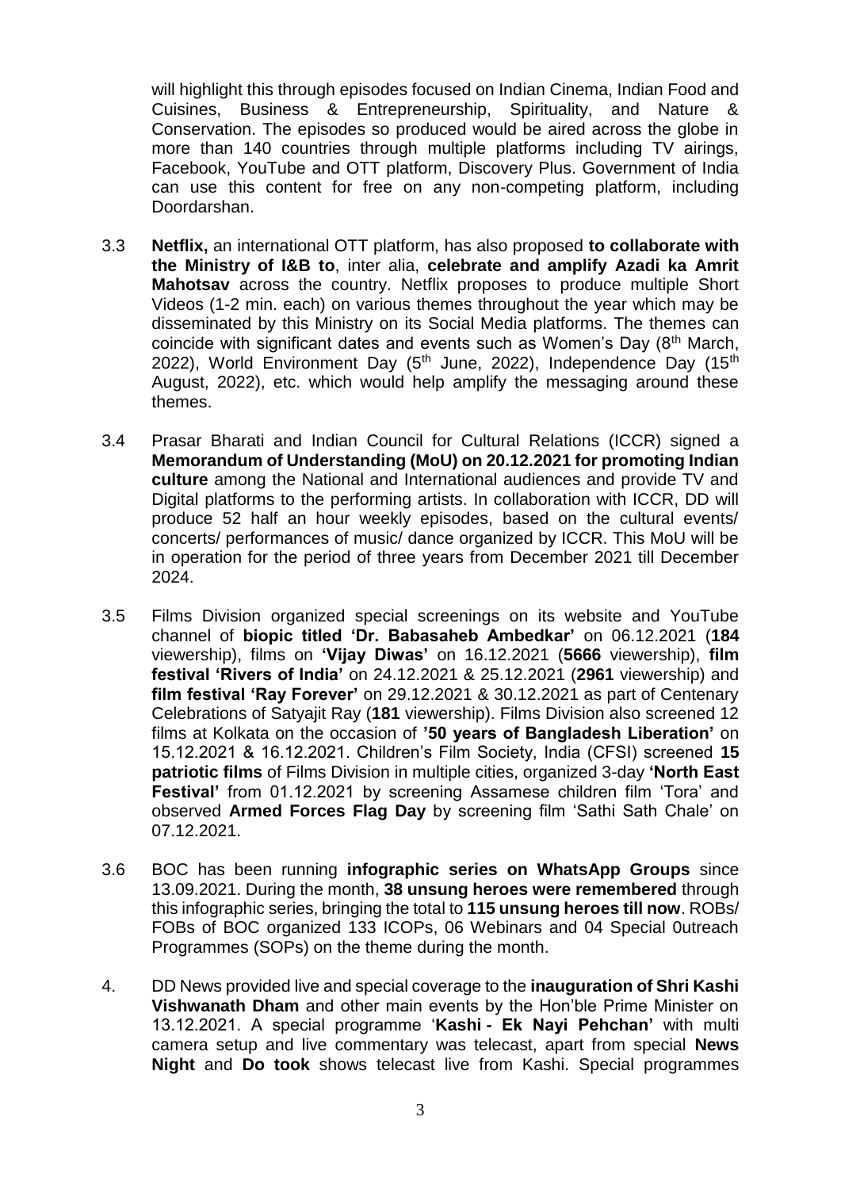will highlight this through episodes focused on Indian Cinema, Indian Food and Cuisines, Business & Entrepreneurship, Spirituality, and Nature & Conservation. The episodes so produced would be aired across the globe in more than 140 countries through multiple platforms including TV airings, Facebook, YouTube and OTT platform, Discovery Plus. Government of India can use this content for free on any non-competing platform, including Doordarshan.

3.3 **Netflix,** an international OTT platform, has also proposed **to collaborate with the Ministry of I&B to**, inter alia, **celebrate and amplify Azadi ka Amrit Mahotsav** across the country. Netflix proposes to produce multiple Short Videos (1-2 min. each) on various themes throughout the year which may be disseminated by this Ministry on its Social Media platforms. The themes can coincide with significant dates and events such as Women's Day (8th March, 2022), World Environment Day (5th June, 2022), Independence Day (15th August, 2022), etc. which would help amplify the messaging around these themes.

3.4 Prasar Bharati and Indian Council for Cultural Relations (ICCR) signed a **Memorandum of Understanding (MoU) on 20.12.2021 for promoting Indian culture** among the National and International audiences and provide TV and Digital platforms to the performing artists. In collaboration with ICCR, DD will produce 52 half an hour weekly episodes, based on the cultural events/ concerts/ performances of music/ dance organized by ICCR. This MoU will be in operation for the period of three years from December 2021 till December 2024.

3.5 Films Division organized special screenings on its website and YouTube channel of **biopic titled 'Dr. Babasaheb Ambedkar'** on 06.12.2021 (**184** viewership), films on **'Vijay Diwas'** on 16.12.2021 (**5666** viewership), **film festival 'Rivers of India'** on 24.12.2021 & 25.12.2021 (**2961** viewership) and **film festival 'Ray Forever'** on 29.12.2021 & 30.12.2021 as part of Centenary Celebrations of Satyajit Ray (**181** viewership). Films Division also screened 12 films at Kolkata on the occasion of **'50 years of Bangladesh Liberation'** on 15.12.2021 & 16.12.2021. Children's Film Society, India (CFSI) screened **15 patriotic films** of Films Division in multiple cities, organized 3-day **'North East Festival'** from 01.12.2021 by screening Assamese children film 'Tora' and observed **Armed Forces Flag Day** by screening film 'Sathi Sath Chale' on 07.12.2021.

3.6 BOC has been running **infographic series on WhatsApp Groups** since 13.09.2021. During the month, **38 unsung heroes were remembered** through this infographic series, bringing the total to **115 unsung heroes till now**. ROBs/ FOBs of BOC organized 133 ICOPs, 06 Webinars and 04 Special 0utreach Programmes (SOPs) on the theme during the month.

4. DD News provided live and special coverage to the **inauguration of Shri Kashi Vishwanath Dham** and other main events by the Hon'ble Prime Minister on 13.12.2021. A special programme '**Kashi - Ek Nayi Pehchan'** with multi camera setup and live commentary was telecast, apart from special **News Night** and **Do took** shows telecast live from Kashi. Special programmes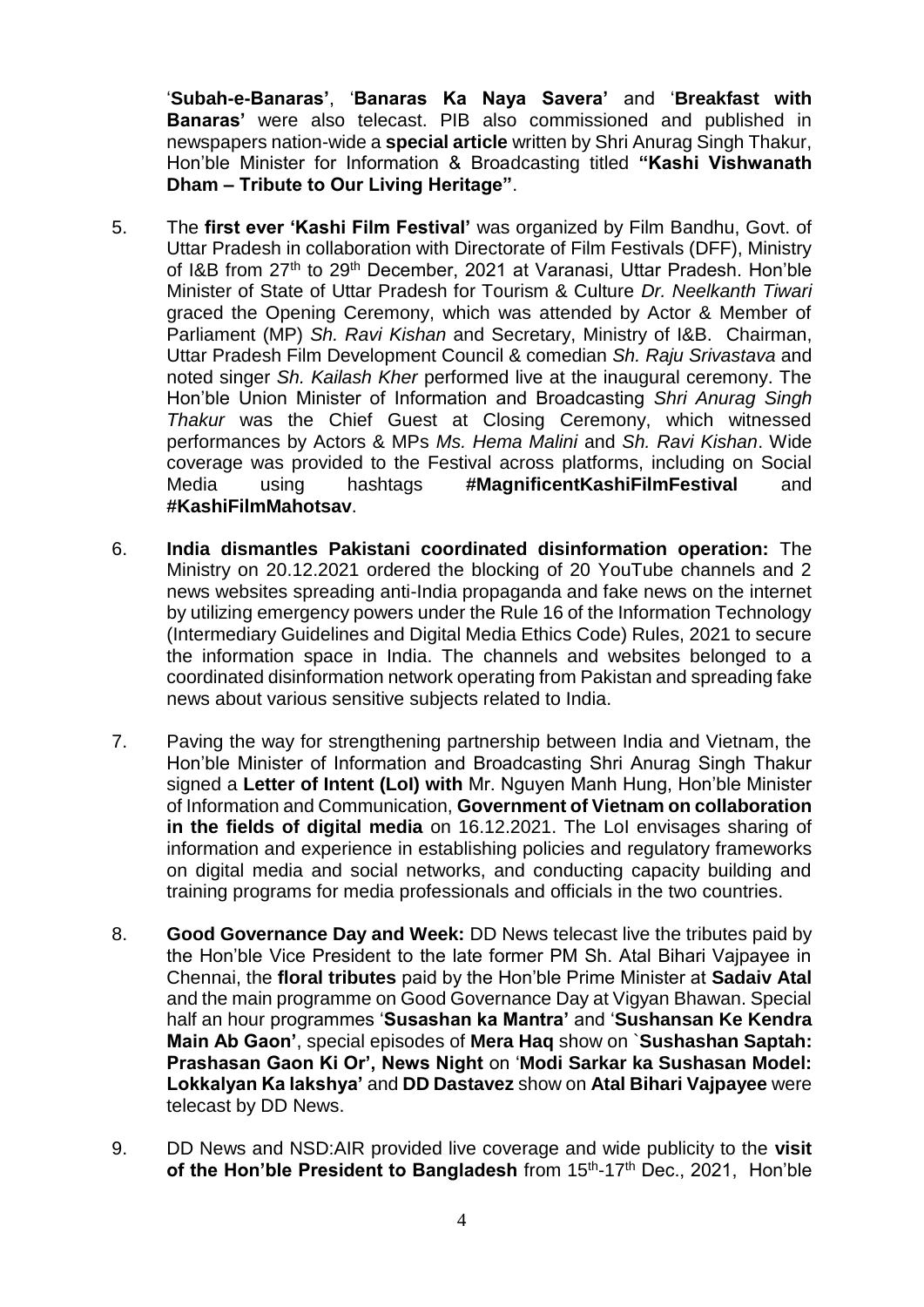'**Subah-e-Banaras'**, '**Banaras Ka Naya Savera'** and '**Breakfast with Banaras'** were also telecast. PIB also commissioned and published in newspapers nation-wide a **special article** written by Shri Anurag Singh Thakur, Hon'ble Minister for Information & Broadcasting titled **"Kashi Vishwanath Dham – Tribute to Our Living Heritage"**.

5. The **first ever 'Kashi Film Festival'** was organized by Film Bandhu, Govt. of Uttar Pradesh in collaboration with Directorate of Film Festivals (DFF), Ministry of I&B from 27th to 29th December, 2021 at Varanasi, Uttar Pradesh. Hon'ble Minister of State of Uttar Pradesh for Tourism & Culture *Dr. Neelkanth Tiwari* graced the Opening Ceremony, which was attended by Actor & Member of Parliament (MP) *Sh. Ravi Kishan* and Secretary, Ministry of I&B. Chairman, Uttar Pradesh Film Development Council & comedian *Sh. Raju Srivastava* and noted singer *Sh. Kailash Kher* performed live at the inaugural ceremony. The Hon'ble Union Minister of Information and Broadcasting *Shri Anurag Singh Thakur* was the Chief Guest at Closing Ceremony, which witnessed performances by Actors & MPs *Ms. Hema Malini* and *Sh. Ravi Kishan*. Wide coverage was provided to the Festival across platforms, including on Social Media using hashtags **#MagnificentKashiFilmFestival** and **#KashiFilmMahotsav**.

6. **India dismantles Pakistani coordinated disinformation operation:** The Ministry on 20.12.2021 ordered the blocking of 20 YouTube channels and 2 news websites spreading anti-India propaganda and fake news on the internet by utilizing emergency powers under the Rule 16 of the Information Technology (Intermediary Guidelines and Digital Media Ethics Code) Rules, 2021 to secure the information space in India. The channels and websites belonged to a coordinated disinformation network operating from Pakistan and spreading fake news about various sensitive subjects related to India.

7. Paving the way for strengthening partnership between India and Vietnam, the Hon'ble Minister of Information and Broadcasting Shri Anurag Singh Thakur signed a **Letter of Intent (LoI) with** Mr. Nguyen Manh Hung, Hon'ble Minister of Information and Communication, **Government of Vietnam on collaboration in the fields of digital media** on 16.12.2021. The LoI envisages sharing of information and experience in establishing policies and regulatory frameworks on digital media and social networks, and conducting capacity building and training programs for media professionals and officials in the two countries.

8. **Good Governance Day and Week:** DD News telecast live the tributes paid by the Hon'ble Vice President to the late former PM Sh. Atal Bihari Vajpayee in Chennai, the **floral tributes** paid by the Hon'ble Prime Minister at **Sadaiv Atal** and the main programme on Good Governance Day at Vigyan Bhawan. Special half an hour programmes '**Susashan ka Mantra'** and '**Sushansan Ke Kendra Main Ab Gaon'**, special episodes of **Mera Haq** show on `**Sushashan Saptah: Prashasan Gaon Ki Or', News Night** on '**Modi Sarkar ka Sushasan Model: Lokkalyan Ka lakshya'** and **DD Dastavez** show on **Atal Bihari Vajpayee** were telecast by DD News.

9. DD News and NSD:AIR provided live coverage and wide publicity to the **visit of the Hon'ble President to Bangladesh** from 15th-17th Dec., 2021, Hon'ble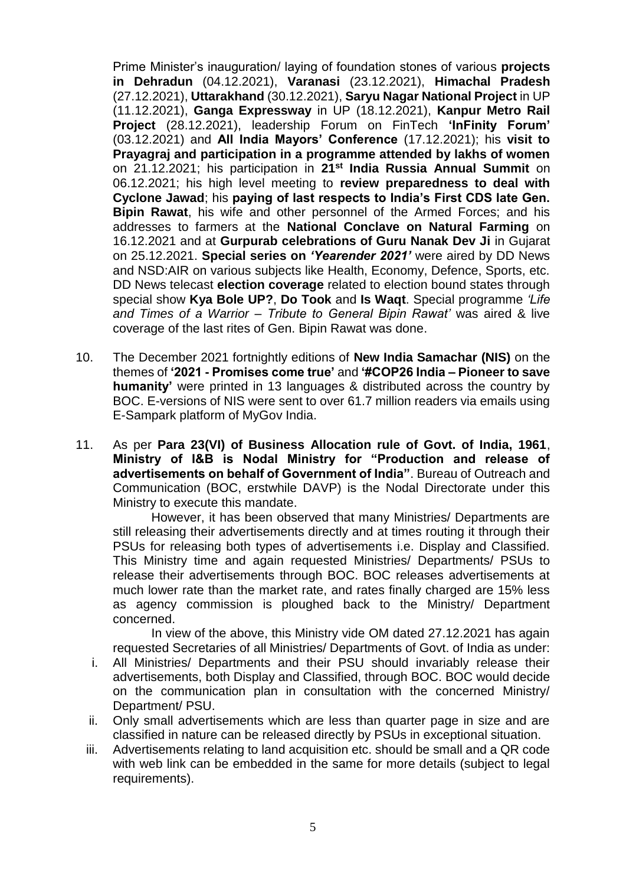Prime Minister's inauguration/ laying of foundation stones of various **projects in Dehradun** (04.12.2021), **Varanasi** (23.12.2021), **Himachal Pradesh** (27.12.2021), **Uttarakhand** (30.12.2021), **Saryu Nagar National Project** in UP (11.12.2021), **Ganga Expressway** in UP (18.12.2021), **Kanpur Metro Rail Project** (28.12.2021), leadership Forum on FinTech **'InFinity Forum'** (03.12.2021) and **All India Mayors' Conference** (17.12.2021); his **visit to Prayagraj and participation in a programme attended by lakhs of women** on 21.12.2021; his participation in **21st India Russia Annual Summit** on 06.12.2021; his high level meeting to **review preparedness to deal with Cyclone Jawad**; his **paying of last respects to India's First CDS late Gen. Bipin Rawat**, his wife and other personnel of the Armed Forces; and his addresses to farmers at the **National Conclave on Natural Farming** on 16.12.2021 and at **Gurpurab celebrations of Guru Nanak Dev Ji** in Gujarat on 25.12.2021. **Special series on *'Yearender 2021'*** were aired by DD News and NSD:AIR on various subjects like Health, Economy, Defence, Sports, etc. DD News telecast **election coverage** related to election bound states through special show **Kya Bole UP?**, **Do Took** and **Is Waqt**. Special programme *'Life and Times of a Warrior – Tribute to General Bipin Rawat'* was aired & live coverage of the last rites of Gen. Bipin Rawat was done.

10. The December 2021 fortnightly editions of **New India Samachar (NIS)** on the themes of **'2021 - Promises come true'** and **'#COP26 India – Pioneer to save humanity'** were printed in 13 languages & distributed across the country by BOC. E-versions of NIS were sent to over 61.7 million readers via emails using E-Sampark platform of MyGov India.

11. As per **Para 23(VI) of Business Allocation rule of Govt. of India, 1961**, **Ministry of I&B is Nodal Ministry for "Production and release of advertisements on behalf of Government of India"**. Bureau of Outreach and Communication (BOC, erstwhile DAVP) is the Nodal Directorate under this Ministry to execute this mandate.

    However, it has been observed that many Ministries/ Departments are still releasing their advertisements directly and at times routing it through their PSUs for releasing both types of advertisements i.e. Display and Classified. This Ministry time and again requested Ministries/ Departments/ PSUs to release their advertisements through BOC. BOC releases advertisements at much lower rate than the market rate, and rates finally charged are 15% less as agency commission is ploughed back to the Ministry/ Department concerned.

    In view of the above, this Ministry vide OM dated 27.12.2021 has again requested Secretaries of all Ministries/ Departments of Govt. of India as under:

    i. All Ministries/ Departments and their PSU should invariably release their advertisements, both Display and Classified, through BOC. BOC would decide on the communication plan in consultation with the concerned Ministry/ Department/ PSU.
    ii. Only small advertisements which are less than quarter page in size and are classified in nature can be released directly by PSUs in exceptional situation.
    iii. Advertisements relating to land acquisition etc. should be small and a QR code with web link can be embedded in the same for more details (subject to legal requirements).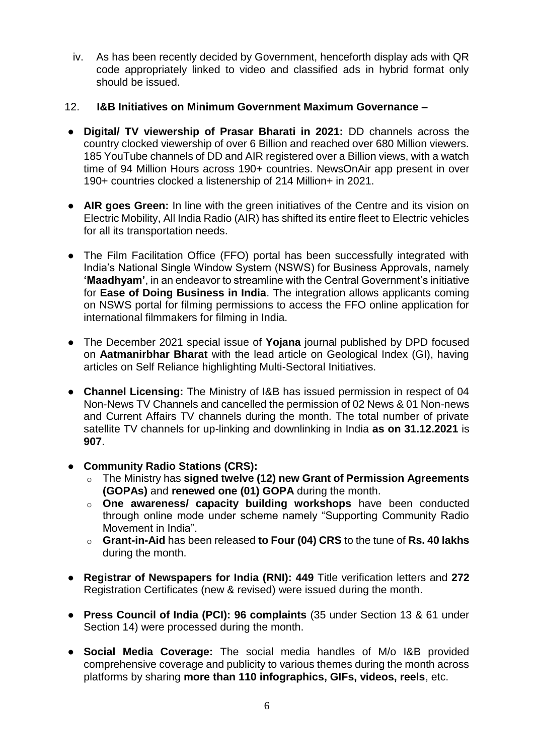iv. As has been recently decided by Government, henceforth display ads with QR code appropriately linked to video and classified ads in hybrid format only should be issued.

12. **I&B Initiatives on Minimum Government Maximum Governance –**

- **Digital/ TV viewership of Prasar Bharati in 2021:** DD channels across the country clocked viewership of over 6 Billion and reached over 680 Million viewers. 185 YouTube channels of DD and AIR registered over a Billion views, with a watch time of 94 Million Hours across 190+ countries. NewsOnAir app present in over 190+ countries clocked a listenership of 214 Million+ in 2021.

- **AIR goes Green:** In line with the green initiatives of the Centre and its vision on Electric Mobility, All India Radio (AIR) has shifted its entire fleet to Electric vehicles for all its transportation needs.

- The Film Facilitation Office (FFO) portal has been successfully integrated with India's National Single Window System (NSWS) for Business Approvals, namely **'Maadhyam'**, in an endeavor to streamline with the Central Government's initiative for **Ease of Doing Business in India**. The integration allows applicants coming on NSWS portal for filming permissions to access the FFO online application for international filmmakers for filming in India.

- The December 2021 special issue of **Yojana** journal published by DPD focused on **Aatmanirbhar Bharat** with the lead article on Geological Index (GI), having articles on Self Reliance highlighting Multi-Sectoral Initiatives.

- **Channel Licensing:** The Ministry of I&B has issued permission in respect of 04 Non-News TV Channels and cancelled the permission of 02 News & 01 Non-news and Current Affairs TV channels during the month. The total number of private satellite TV channels for up-linking and downlinking in India **as on 31.12.2021** is **907**.

- **Community Radio Stations (CRS):**
  - The Ministry has **signed twelve (12) new Grant of Permission Agreements (GOPAs)** and **renewed one (01) GOPA** during the month.
  - **One awareness/ capacity building workshops** have been conducted through online mode under scheme namely "Supporting Community Radio Movement in India".
  - **Grant-in-Aid** has been released **to Four (04) CRS** to the tune of **Rs. 40 lakhs** during the month.

- **Registrar of Newspapers for India (RNI): 449** Title verification letters and **272** Registration Certificates (new & revised) were issued during the month.

- **Press Council of India (PCI): 96 complaints** (35 under Section 13 & 61 under Section 14) were processed during the month.

- **Social Media Coverage:** The social media handles of M/o I&B provided comprehensive coverage and publicity to various themes during the month across platforms by sharing **more than 110 infographics, GIFs, videos, reels**, etc.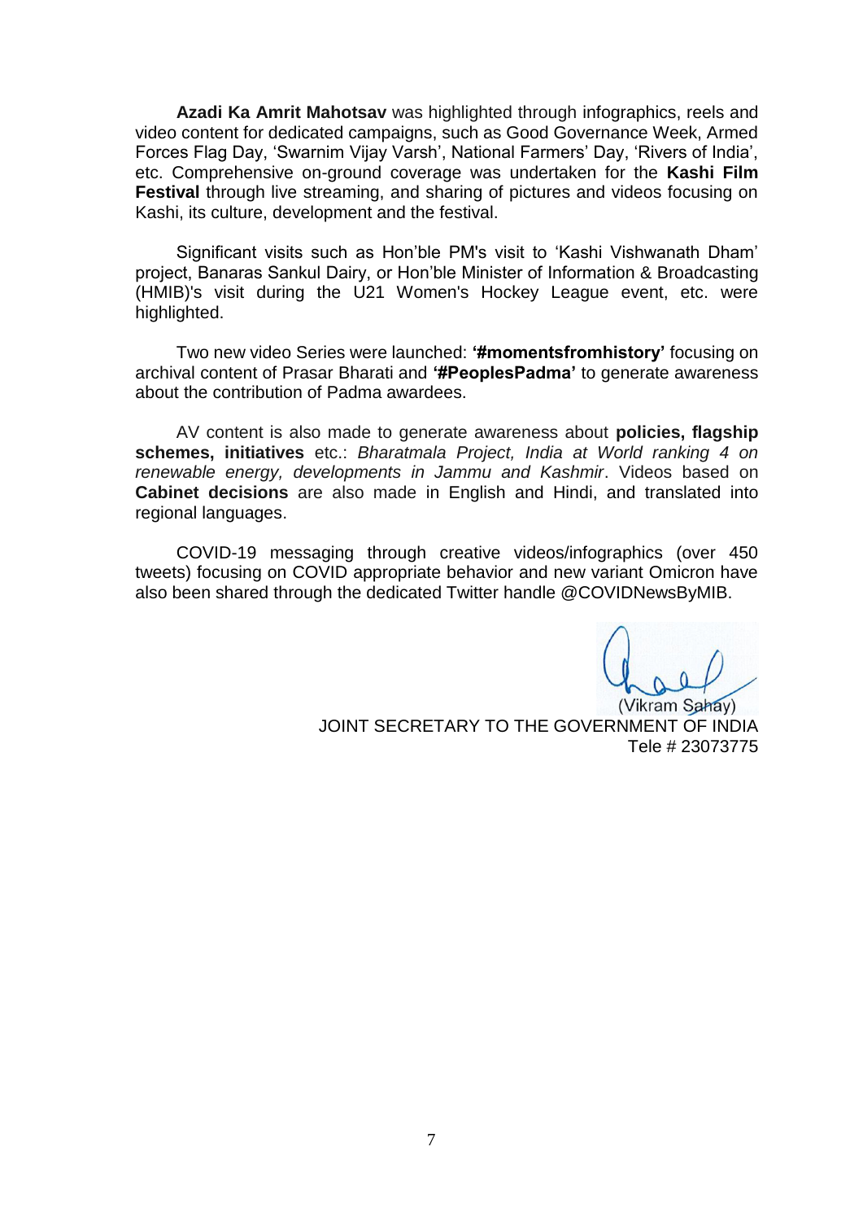**Azadi Ka Amrit Mahotsav** was highlighted through infographics, reels and video content for dedicated campaigns, such as Good Governance Week, Armed Forces Flag Day, 'Swarnim Vijay Varsh', National Farmers' Day, 'Rivers of India', etc. Comprehensive on-ground coverage was undertaken for the **Kashi Film Festival** through live streaming, and sharing of pictures and videos focusing on Kashi, its culture, development and the festival.

Significant visits such as Hon'ble PM's visit to 'Kashi Vishwanath Dham' project, Banaras Sankul Dairy, or Hon'ble Minister of Information & Broadcasting (HMIB)'s visit during the U21 Women's Hockey League event, etc. were highlighted.

Two new video Series were launched: **'#momentsfromhistory'** focusing on archival content of Prasar Bharati and **'#PeoplesPadma'** to generate awareness about the contribution of Padma awardees.

AV content is also made to generate awareness about **policies, flagship schemes, initiatives** etc.: *Bharatmala Project, India at World ranking 4 on renewable energy, developments in Jammu and Kashmir*. Videos based on **Cabinet decisions** are also made in English and Hindi, and translated into regional languages.

COVID-19 messaging through creative videos/infographics (over 450 tweets) focusing on COVID appropriate behavior and new variant Omicron have also been shared through the dedicated Twitter handle @COVIDNewsByMIB.

(Vikram Sahay)
JOINT SECRETARY TO THE GOVERNMENT OF INDIA
Tele # 23073775